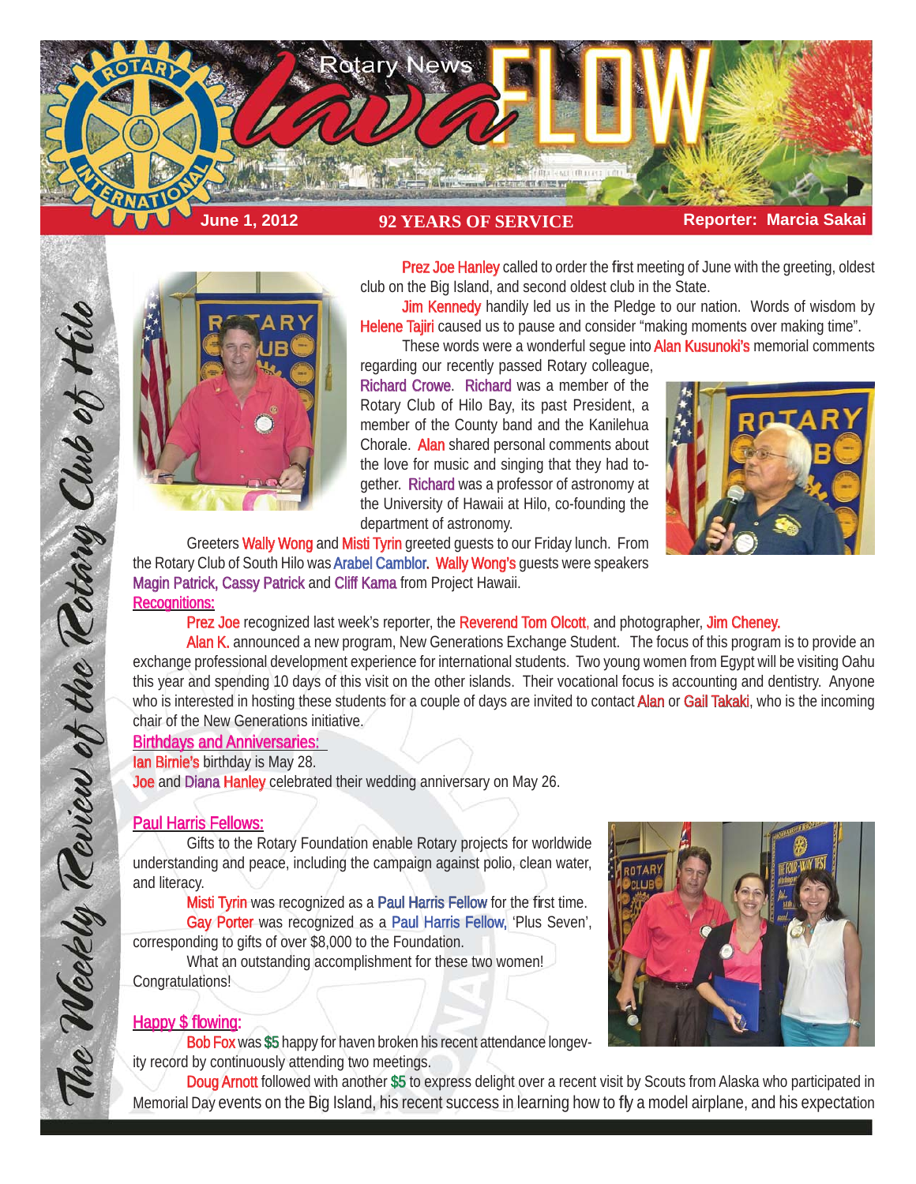# Rotary News lava FLOW

**June 1, 2012** | **92 YEARS OF SERVICE** | **Reporter: Marcia Sakai**

*The Weekly Review of the Rotary Club of Hilo*

Prez Joe Hanley called to order the first meeting of June with the greeting, oldest club on the Big Island, and second oldest club in the State.

Jim Kennedy handily led us in the Pledge to our nation. Words of wisdom by Helene Tajiri caused us to pause and consider "making moments over making time".

These words were a wonderful segue into Alan Kusunoki's memorial comments regarding our recently passed Rotary colleague, Richard Crowe. Richard was a member of the Rotary Club of Hilo Bay, its past President, a member of the County band and the Kanilehua Chorale. Alan shared personal comments about the love for music and singing that they had together. Richard was a professor of astronomy at the University of Hawaii at Hilo, co-founding the department of astronomy.

Greeters Wally Wong and Misti Tyrin greeted guests to our Friday lunch. From the Rotary Club of South Hilo was Arabel Camblor. Wally Wong's guests were speakers Magin Patrick, Cassy Patrick and Cliff Kama from Project Hawaii.

## Recognitions:

Prez Joe recognized last week's reporter, the Reverend Tom Olcott, and photographer, Jim Cheney.

Alan K. announced a new program, New Generations Exchange Student. The focus of this program is to provide an exchange professional development experience for international students. Two young women from Egypt will be visiting Oahu this year and spending 10 days of this visit on the other islands. Their vocational focus is accounting and dentistry. Anyone who is interested in hosting these students for a couple of days are invited to contact Alan or Gail Takaki, who is the incoming chair of the New Generations initiative.

## Birthdays and Anniversaries:

Ian Birnie's birthday is May 28.

Joe and Diana Hanley celebrated their wedding anniversary on May 26.

## Paul Harris Fellows:

Gifts to the Rotary Foundation enable Rotary projects for worldwide understanding and peace, including the campaign against polio, clean water, and literacy.

Misti Tyrin was recognized as a Paul Harris Fellow for the first time.

Gay Porter was recognized as a Paul Harris Fellow, 'Plus Seven', corresponding to gifts of over $8,000 to the Foundation.

What an outstanding accomplishment for these two women! Congratulations!

## Happy $ flowing:

Bob Fox was $5 happy for haven broken his recent attendance longevity record by continuously attending two meetings.

Doug Arnott followed with another $5 to express delight over a recent visit by Scouts from Alaska who participated in Memorial Day events on the Big Island, his recent success in learning how to fly a model airplane, and his expectation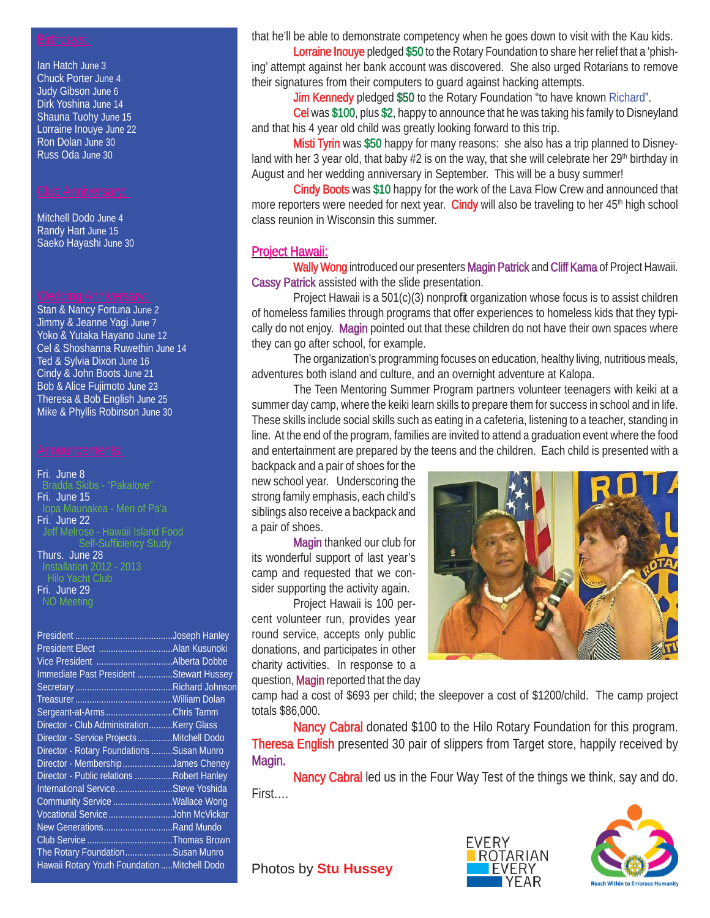## Birthdays:

Ian Hatch June 3
Chuck Porter June 4
Judy Gibson June 6
Dirk Yoshina June 14
Shauna Tuohy June 15
Lorraine Inouye June 22
Ron Dolan June 30
Russ Oda June 30

## Club Anniversary:

Mitchell Dodo June 4
Randy Hart June 15
Saeko Hayashi June 30

## Wedding Anniversary:

Stan & Nancy Fortuna June 2
Jimmy & Jeanne Yagi June 7
Yoko & Yutaka Hayano June 12
Cel & Shoshanna Ruwethin June 14
Ted & Sylvia Dixon June 16
Cindy & John Boots June 21
Bob & Alice Fujimoto June 23
Theresa & Bob English June 25
Mike & Phyllis Robinson June 30

## Announcements:

Fri. June 8
Bradda Skibs - "Pakalove"
Fri. June 15
Iopa Maunakea - Men of Pa'a
Fri. June 22
Jeff Melrose - Hawaii Island Food Self-Sufficiency Study
Thurs. June 28
Installation 2012 - 2013
Hilo Yacht Club
Fri. June 29
NO Meeting

| | |
|---|---|
| President | Joseph Hanley |
| President Elect | Alan Kusunoki |
| Vice President | Alberta Dobbe |
| Immediate Past President | Stewart Hussey |
| Secretary | Richard Johnson |
| Treasurer | William Dolan |
| Sergeant-at-Arms | Chris Tamm |
| Director - Club Administration | Kerry Glass |
| Director - Service Projects | Mitchell Dodo |
| Director - Rotary Foundations | Susan Munro |
| Director - Membership | James Cheney |
| Director - Public relations | Robert Hanley |
| International Service | Steve Yoshida |
| Community Service | Wallace Wong |
| Vocational Service | John McVickar |
| New Generations | Rand Mundo |
| Club Service | Thomas Brown |
| The Rotary Foundation | Susan Munro |
| Hawaii Rotary Youth Foundation | Mitchell Dodo |

that he'll be able to demonstrate competency when he goes down to visit with the Kau kids.

Lorraine Inouye pledged $50 to the Rotary Foundation to share her relief that a 'phishing' attempt against her bank account was discovered. She also urged Rotarians to remove their signatures from their computers to guard against hacking attempts.

Jim Kennedy pledged $50 to the Rotary Foundation "to have known Richard".

Cel was $100, plus $2, happy to announce that he was taking his family to Disneyland and that his 4 year old child was greatly looking forward to this trip.

Misti Tyrin was $50 happy for many reasons: she also has a trip planned to Disneyland with her 3 year old, that baby #2 is on the way, that she will celebrate her 29th birthday in August and her wedding anniversary in September. This will be a busy summer!

Cindy Boots was $10 happy for the work of the Lava Flow Crew and announced that more reporters were needed for next year. Cindy will also be traveling to her 45th high school class reunion in Wisconsin this summer.

## Project Hawaii:

Wally Wong introduced our presenters Magin Patrick and Cliff Kama of Project Hawaii. Cassy Patrick assisted with the slide presentation.

Project Hawaii is a 501(c)(3) nonprofit organization whose focus is to assist children of homeless families through programs that offer experiences to homeless kids that they typically do not enjoy. Magin pointed out that these children do not have their own spaces where they can go after school, for example.

The organization's programming focuses on education, healthy living, nutritious meals, adventures both island and culture, and an overnight adventure at Kalopa.

The Teen Mentoring Summer Program partners volunteer teenagers with keiki at a summer day camp, where the keiki learn skills to prepare them for success in school and in life. These skills include social skills such as eating in a cafeteria, listening to a teacher, standing in line. At the end of the program, families are invited to attend a graduation event where the food and entertainment are prepared by the teens and the children. Each child is presented with a backpack and a pair of shoes for the new school year. Underscoring the strong family emphasis, each child's siblings also receive a backpack and a pair of shoes.

Magin thanked our club for its wonderful support of last year's camp and requested that we consider supporting the activity again.

Project Hawaii is 100 percent volunteer run, provides year round service, accepts only public donations, and participates in other charity activities. In response to a question, Magin reported that the day camp had a cost of $693 per child; the sleepover a cost of $1200/child. The camp project totals $86,000.

Nancy Cabral donated $100 to the Hilo Rotary Foundation for this program. Theresa English presented 30 pair of slippers from Target store, happily received by Magin.

Nancy Cabral led us in the Four Way Test of the things we think, say and do. First….

Photos by **Stu Hussey**

EVERY ROTARIAN EVERY YEAR

Reach Within to Embrace Humanity